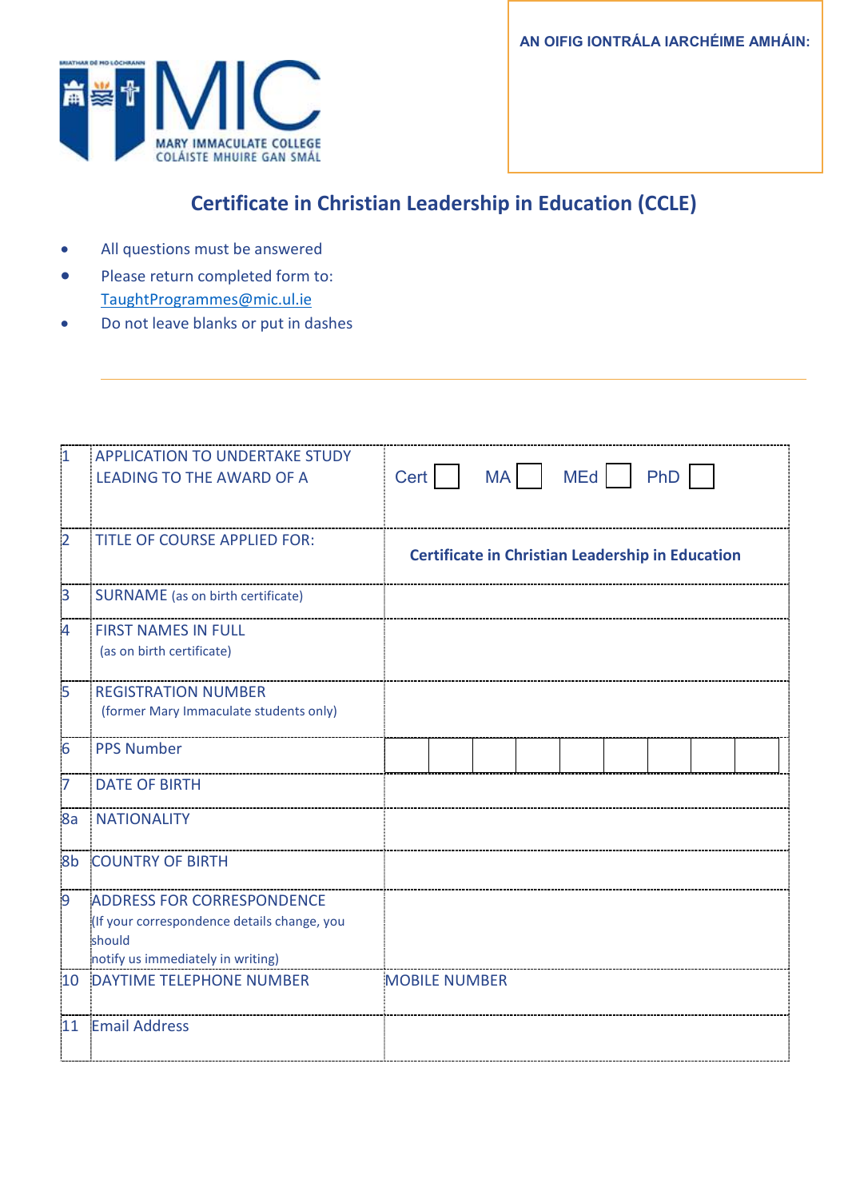AN OIFIG IONTRÁLA IARCHÉIME AMHÁIN:

MIC
MARY IMMACULATE COLLEGE
COLÁISTE MHUIRE GAN SMÁL

## Certificate in Christian Leadership in Education (CCLE)

- All questions must be answered
- Please return completed form to: TaughtProgrammes@mic.ul.ie
- Do not leave blanks or put in dashes

| | | |
|---|---|---|
| 1 | APPLICATION TO UNDERTAKE STUDY LEADING TO THE AWARD OF A | Cert ☐ MA ☐ MEd ☐ PhD ☐ |
| 2 | TITLE OF COURSE APPLIED FOR: | **Certificate in Christian Leadership in Education** |
| 3 | SURNAME (as on birth certificate) | |
| 4 | FIRST NAMES IN FULL (as on birth certificate) | |
| 5 | REGISTRATION NUMBER (former Mary Immaculate students only) | |
| 6 | PPS Number | |
| 7 | DATE OF BIRTH | |
| 8a | NATIONALITY | |
| 8b | COUNTRY OF BIRTH | |
| 9 | ADDRESS FOR CORRESPONDENCE (If your correspondence details change, you should notify us immediately in writing) | |
| 10 | DAYTIME TELEPHONE NUMBER | MOBILE NUMBER |
| 11 | Email Address | |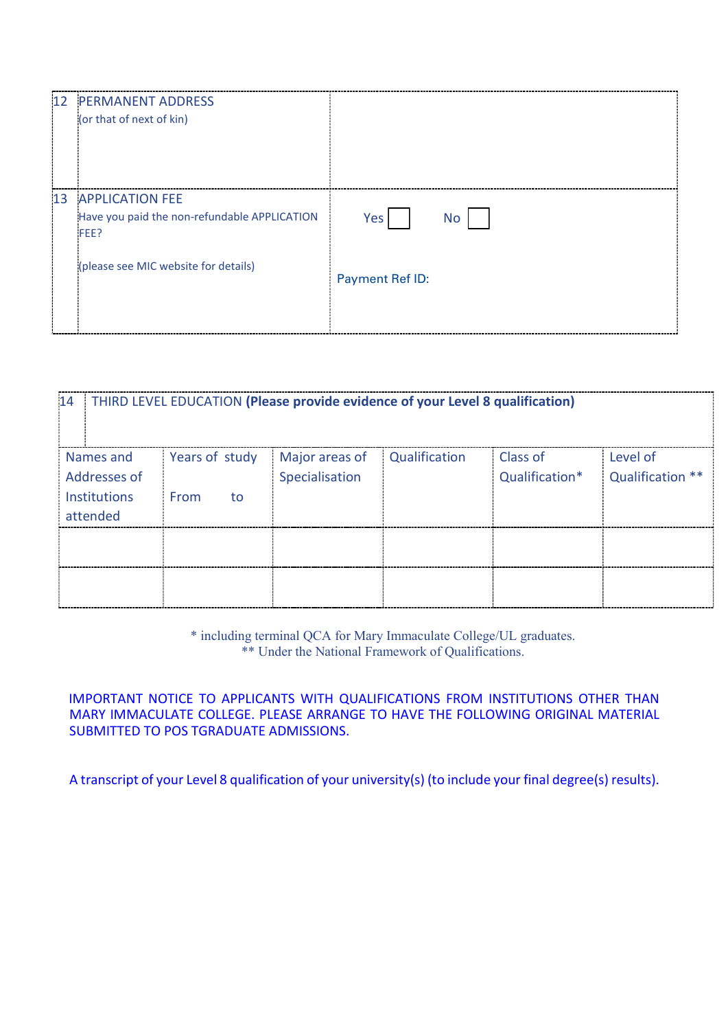| 12 | PERMANENT ADDRESS (or that of next of kin) | |
|---|---|---|
| 13 | APPLICATION FEE<br>Have you paid the non-refundable APPLICATION FEE?<br><br>(please see MIC website for details) | Yes ☐ No ☐<br><br>Payment Ref ID: |

| 14 THIRD LEVEL EDUCATION **(Please provide evidence of your Level 8 qualification)** | | | | | |
|---|---|---|---|---|---|
| Names and Addresses of Institutions attended | Years of study<br>From to | Major areas of Specialisation | Qualification | Class of Qualification* | Level of Qualification ** |
| | | | | | |
| | | | | | |

\* including terminal QCA for Mary Immaculate College/UL graduates.
** Under the National Framework of Qualifications.

IMPORTANT NOTICE TO APPLICANTS WITH QUALIFICATIONS FROM INSTITUTIONS OTHER THAN MARY IMMACULATE COLLEGE. PLEASE ARRANGE TO HAVE THE FOLLOWING ORIGINAL MATERIAL SUBMITTED TO POS TGRADUATE ADMISSIONS.

A transcript of your Level 8 qualification of your university(s) (to include your final degree(s) results).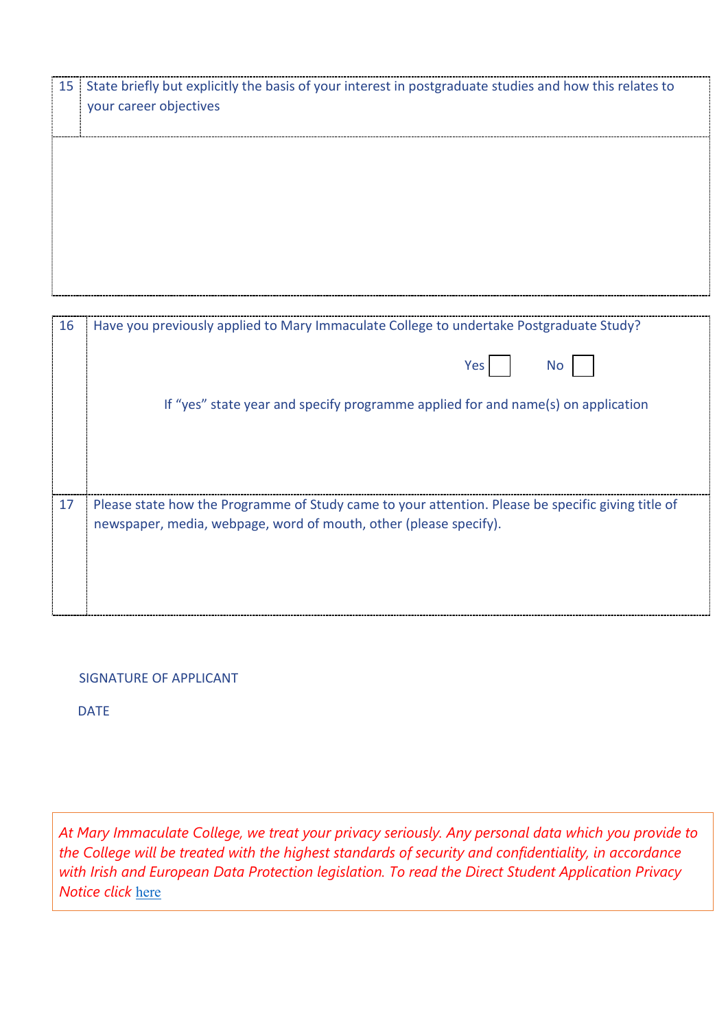| 15 | State briefly but explicitly the basis of your interest in postgraduate studies and how this relates to your career objectives |
|---|---|
| | |

| 16 | Have you previously applied to Mary Immaculate College to undertake Postgraduate Study?<br><br>Yes ☐ No ☐<br><br>If "yes" state year and specify programme applied for and name(s) on application |
|---|---|
| 17 | Please state how the Programme of Study came to your attention. Please be specific giving title of newspaper, media, webpage, word of mouth, other (please specify). |

SIGNATURE OF APPLICANT

DATE

*At Mary Immaculate College, we treat your privacy seriously. Any personal data which you provide to the College will be treated with the highest standards of security and confidentiality, in accordance with Irish and European Data Protection legislation. To read the Direct Student Application Privacy Notice click* here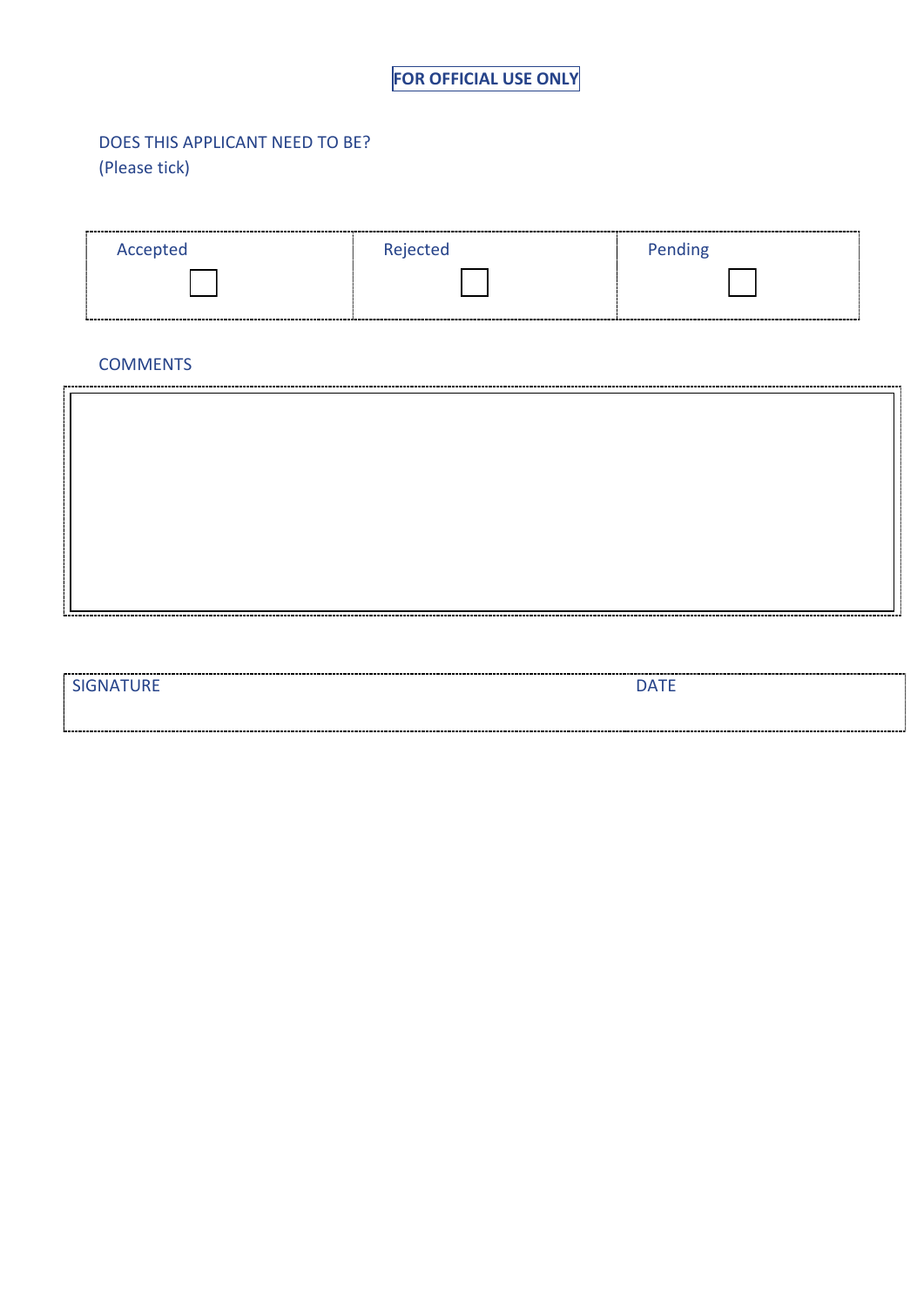**FOR OFFICIAL USE ONLY**

DOES THIS APPLICANT NEED TO BE?
(Please tick)

| Accepted | Rejected | Pending |
| --- | --- | --- |
| ☐ | ☐ | ☐ |

COMMENTS

| |
| --- |
| |

| SIGNATURE | DATE |
| --- | --- |
| | |